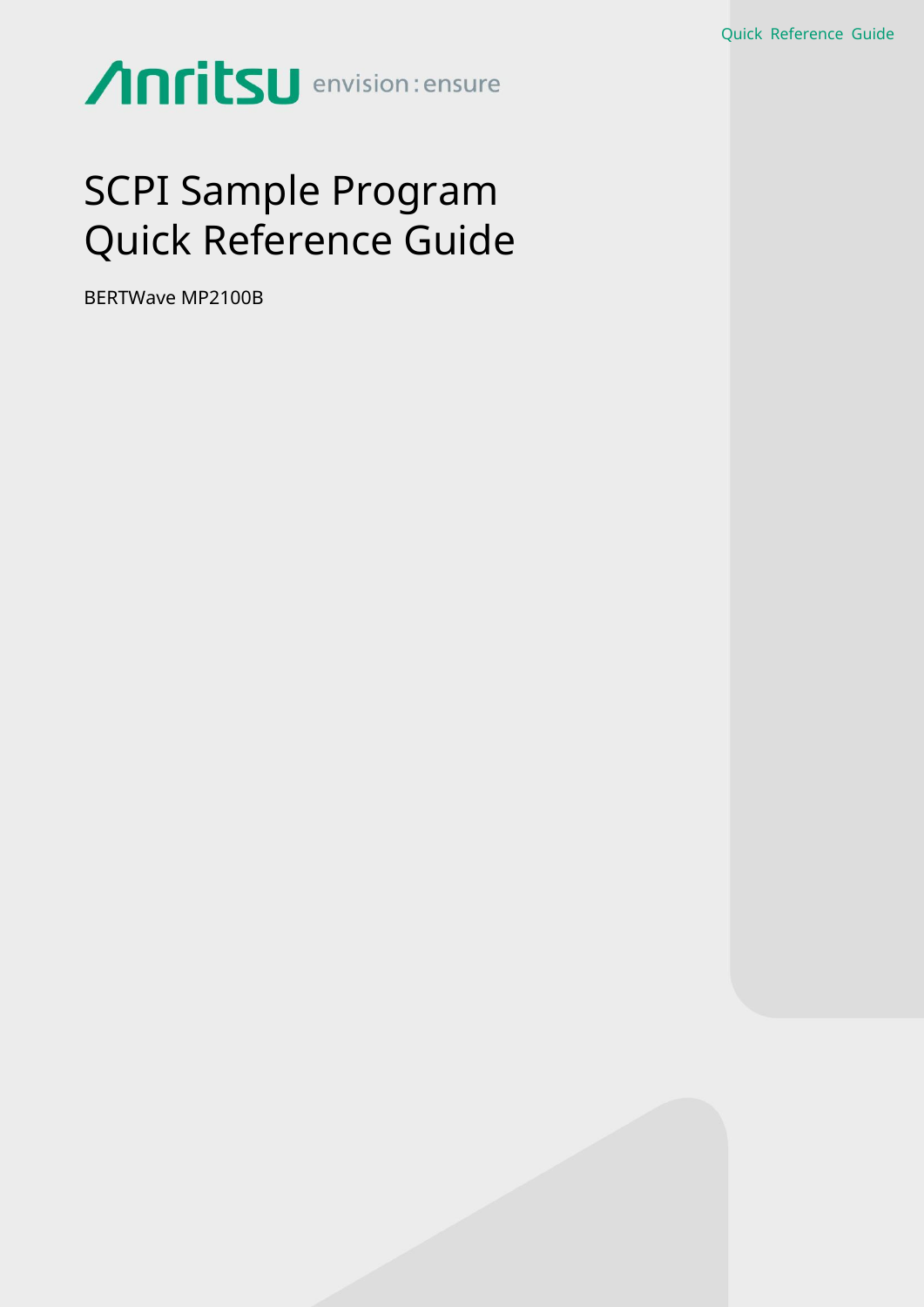# SCPI Sample Program Quick Reference Guide

BERTWave MP2100B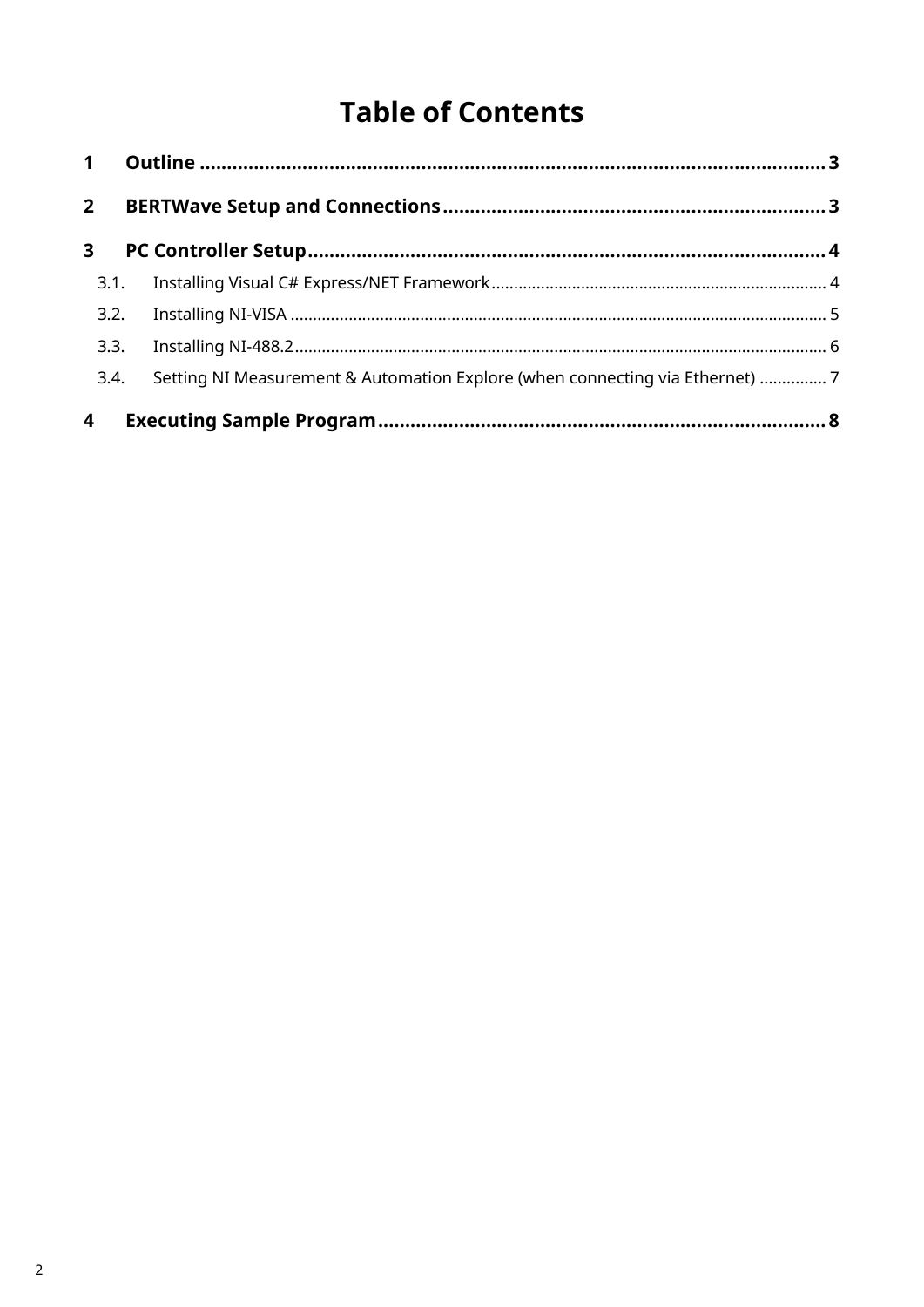# Table of Contents

**1 Outline** ..................................................................................................... **3**

**2 BERTWave Setup and Connections** ....................................................................... **3**

**3 PC Controller Setup** ................................................................................................ **4**

- 3.1. Installing Visual C# Express/NET Framework ........................................................................... 4
- 3.2. Installing NI-VISA ....................................................................................................................... 5
- 3.3. Installing NI-488.2 ...................................................................................................................... 6
- 3.4. Setting NI Measurement & Automation Explore (when connecting via Ethernet) ............... 7

**4 Executing Sample Program** ................................................................................... **8**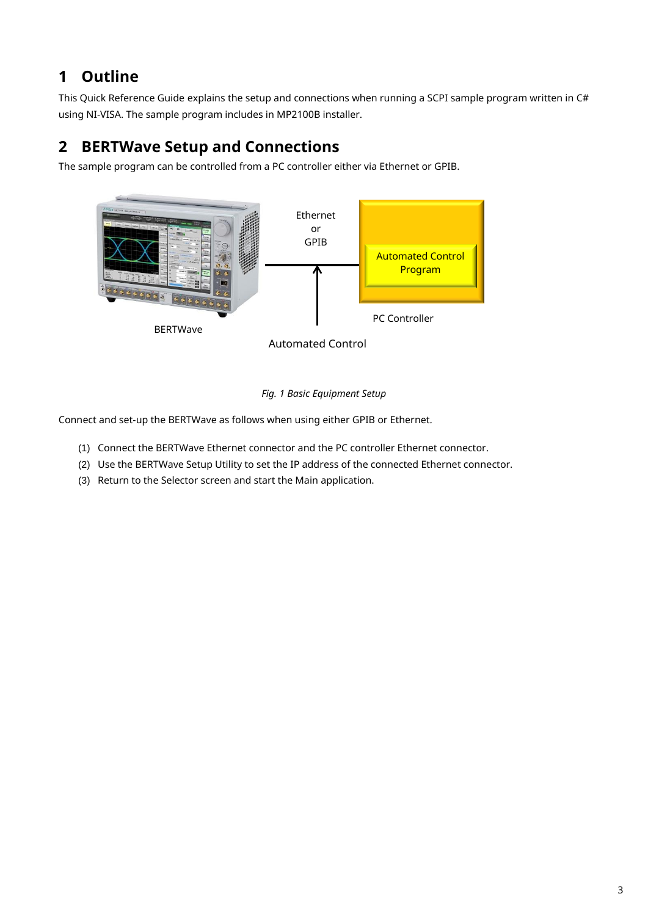# 1 Outline

This Quick Reference Guide explains the setup and connections when running a SCPI sample program written in C# using NI-VISA. The sample program includes in MP2100B installer.

# 2 BERTWave Setup and Connections

The sample program can be controlled from a PC controller either via Ethernet or GPIB.

Ethernet or GPIB

Automated Control Program

PC Controller

BERTWave

Automated Control

*Fig. 1 Basic Equipment Setup*

Connect and set-up the BERTWave as follows when using either GPIB or Ethernet.

(1) Connect the BERTWave Ethernet connector and the PC controller Ethernet connector.
(2) Use the BERTWave Setup Utility to set the IP address of the connected Ethernet connector.
(3) Return to the Selector screen and start the Main application.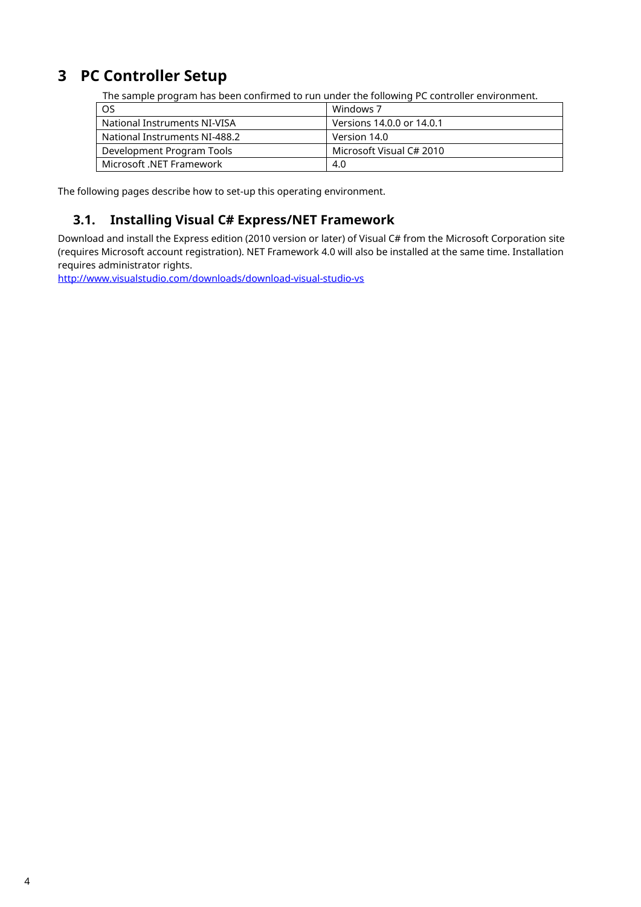# 3 PC Controller Setup

The sample program has been confirmed to run under the following PC controller environment.

| OS | Windows 7 |
|---|---|
| National Instruments NI-VISA | Versions 14.0.0 or 14.0.1 |
| National Instruments NI-488.2 | Version 14.0 |
| Development Program Tools | Microsoft Visual C# 2010 |
| Microsoft .NET Framework | 4.0 |

The following pages describe how to set-up this operating environment.

## 3.1. Installing Visual C# Express/NET Framework

Download and install the Express edition (2010 version or later) of Visual C# from the Microsoft Corporation site (requires Microsoft account registration). NET Framework 4.0 will also be installed at the same time. Installation requires administrator rights.

[http://www.visualstudio.com/downloads/download-visual-studio-vs](http://www.visualstudio.com/downloads/download-visual-studio-vs)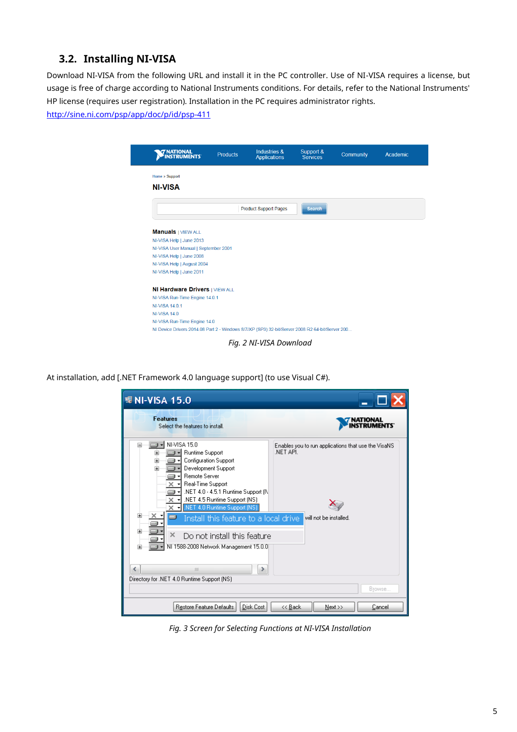## 3.2. Installing NI-VISA

Download NI-VISA from the following URL and install it in the PC controller. Use of NI-VISA requires a license, but usage is free of charge according to National Instruments conditions. For details, refer to the National Instruments' HP license (requires user registration). Installation in the PC requires administrator rights.
http://sine.ni.com/psp/app/doc/p/id/psp-411

*Fig. 2 NI-VISA Download*

At installation, add [.NET Framework 4.0 language support] (to use Visual C#).

*Fig. 3 Screen for Selecting Functions at NI-VISA Installation*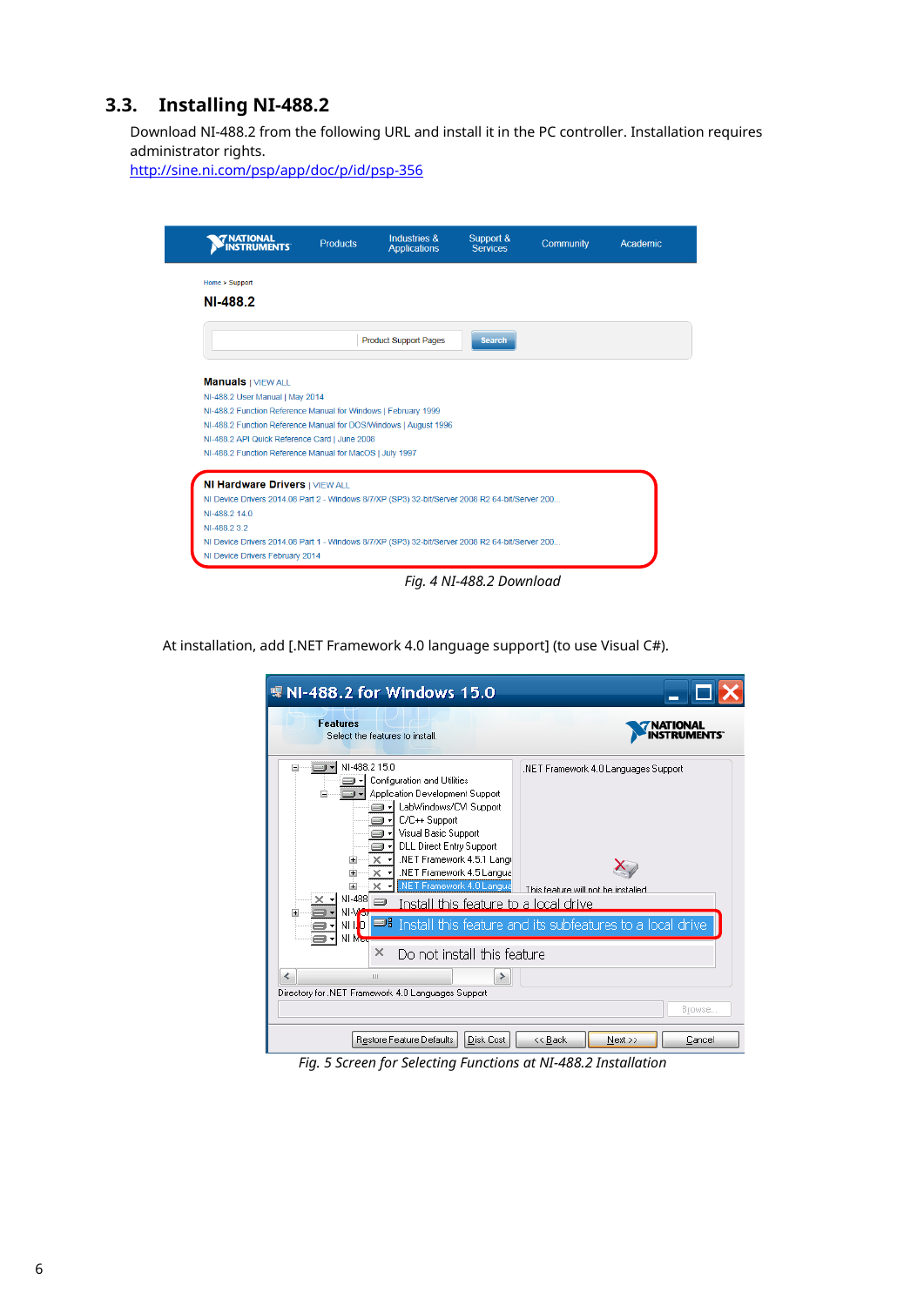## 3.3. Installing NI-488.2

Download NI-488.2 from the following URL and install it in the PC controller. Installation requires administrator rights.
http://sine.ni.com/psp/app/doc/p/id/psp-356

*Fig. 4 NI-488.2 Download*

At installation, add [.NET Framework 4.0 language support] (to use Visual C#).

*Fig. 5 Screen for Selecting Functions at NI-488.2 Installation*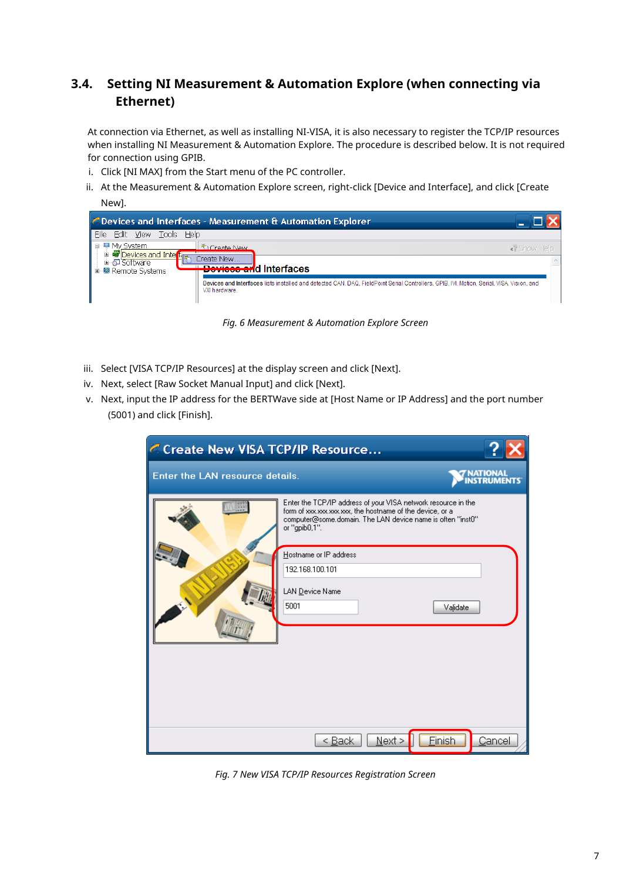## 3.4. Setting NI Measurement & Automation Explore (when connecting via Ethernet)

At connection via Ethernet, as well as installing NI-VISA, it is also necessary to register the TCP/IP resources when installing NI Measurement & Automation Explore. The procedure is described below. It is not required for connection using GPIB.

i. Click [NI MAX] from the Start menu of the PC controller.

ii. At the Measurement & Automation Explore screen, right-click [Device and Interface], and click [Create New].

*Fig. 6 Measurement & Automation Explore Screen*

iii. Select [VISA TCP/IP Resources] at the display screen and click [Next].

iv. Next, select [Raw Socket Manual Input] and click [Next].

v. Next, input the IP address for the BERTWave side at [Host Name or IP Address] and the port number (5001) and click [Finish].

*Fig. 7 New VISA TCP/IP Resources Registration Screen*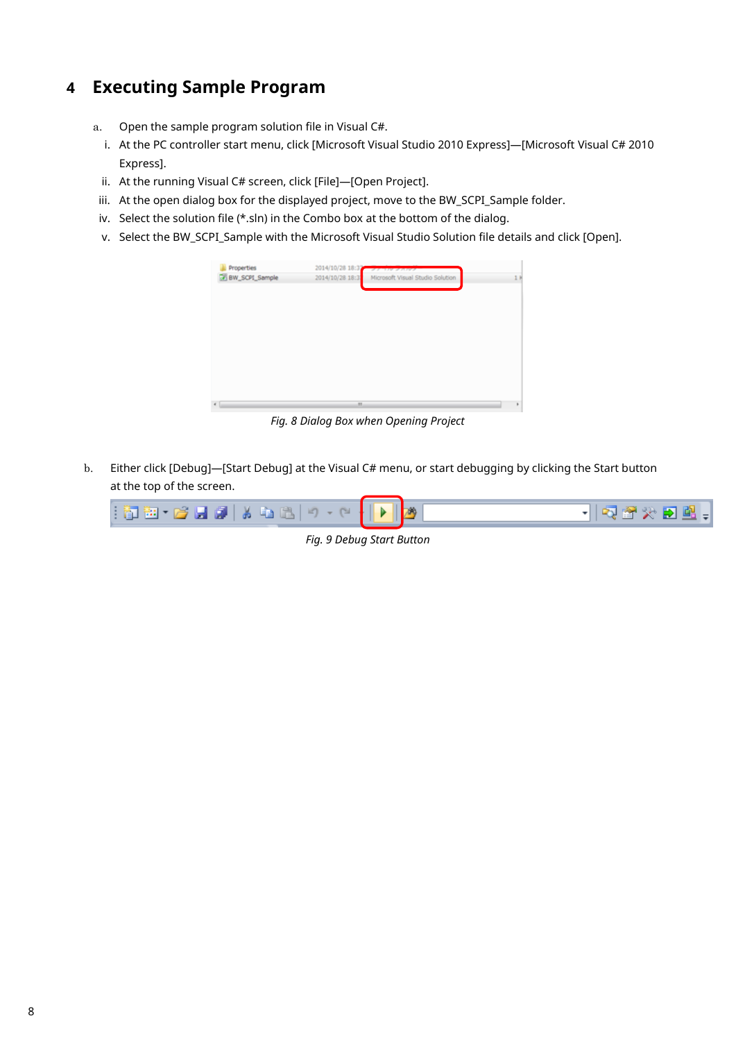# 4 Executing Sample Program

a. Open the sample program solution file in Visual C#.

   i. At the PC controller start menu, click [Microsoft Visual Studio 2010 Express]—[Microsoft Visual C# 2010 Express].

   ii. At the running Visual C# screen, click [File]—[Open Project].

   iii. At the open dialog box for the displayed project, move to the BW_SCPI_Sample folder.

   iv. Select the solution file (*.sln) in the Combo box at the bottom of the dialog.

   v. Select the BW_SCPI_Sample with the Microsoft Visual Studio Solution file details and click [Open].

*Fig. 8 Dialog Box when Opening Project*

b. Either click [Debug]—[Start Debug] at the Visual C# menu, or start debugging by clicking the Start button at the top of the screen.

*Fig. 9 Debug Start Button*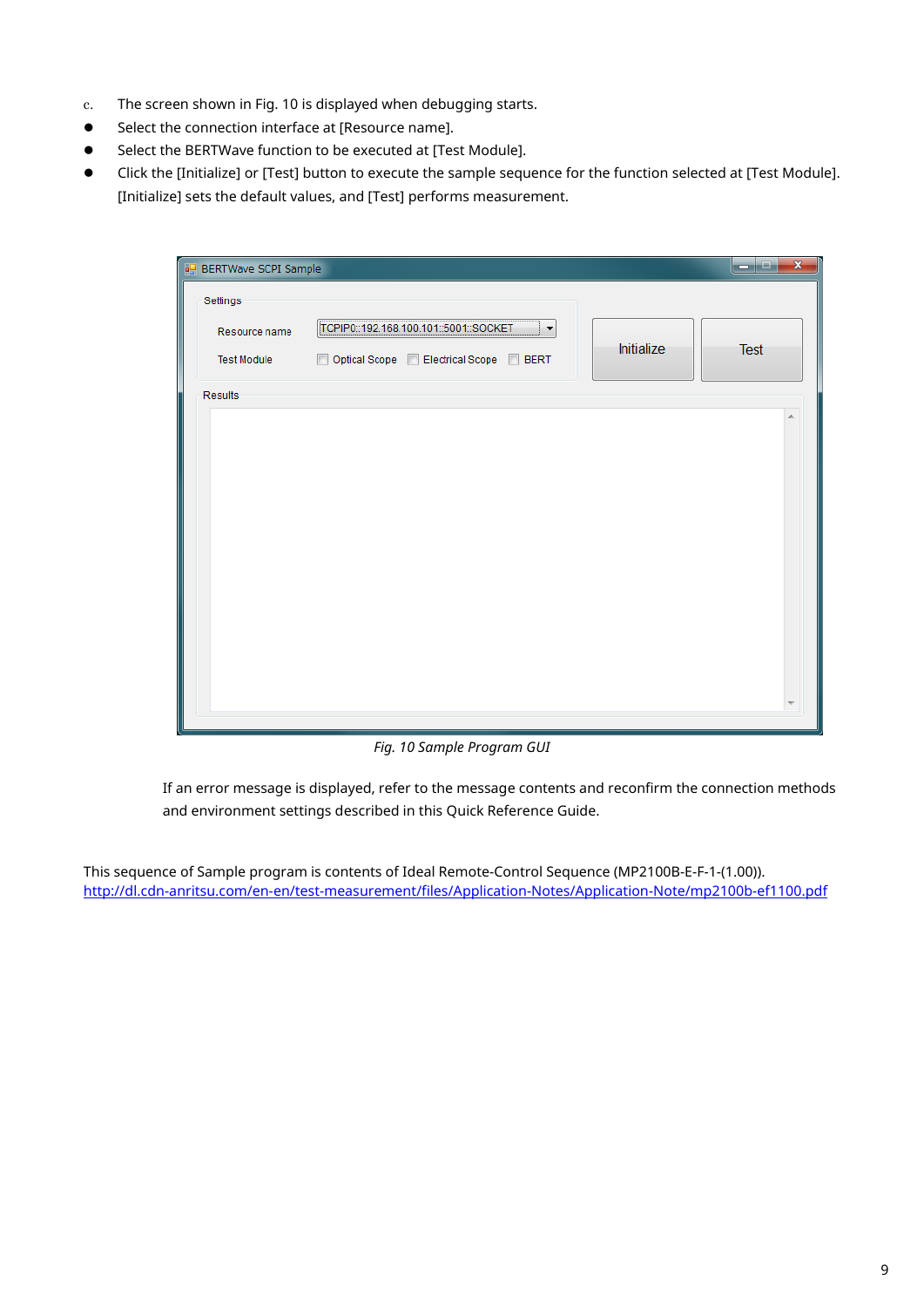c. The screen shown in Fig. 10 is displayed when debugging starts.

- Select the connection interface at [Resource name].
- Select the BERTWave function to be executed at [Test Module].
- Click the [Initialize] or [Test] button to execute the sample sequence for the function selected at [Test Module]. [Initialize] sets the default values, and [Test] performs measurement.

*Fig. 10 Sample Program GUI*

If an error message is displayed, refer to the message contents and reconfirm the connection methods and environment settings described in this Quick Reference Guide.

This sequence of Sample program is contents of Ideal Remote-Control Sequence (MP2100B-E-F-1-(1.00)).
http://dl.cdn-anritsu.com/en-en/test-measurement/files/Application-Notes/Application-Note/mp2100b-ef1100.pdf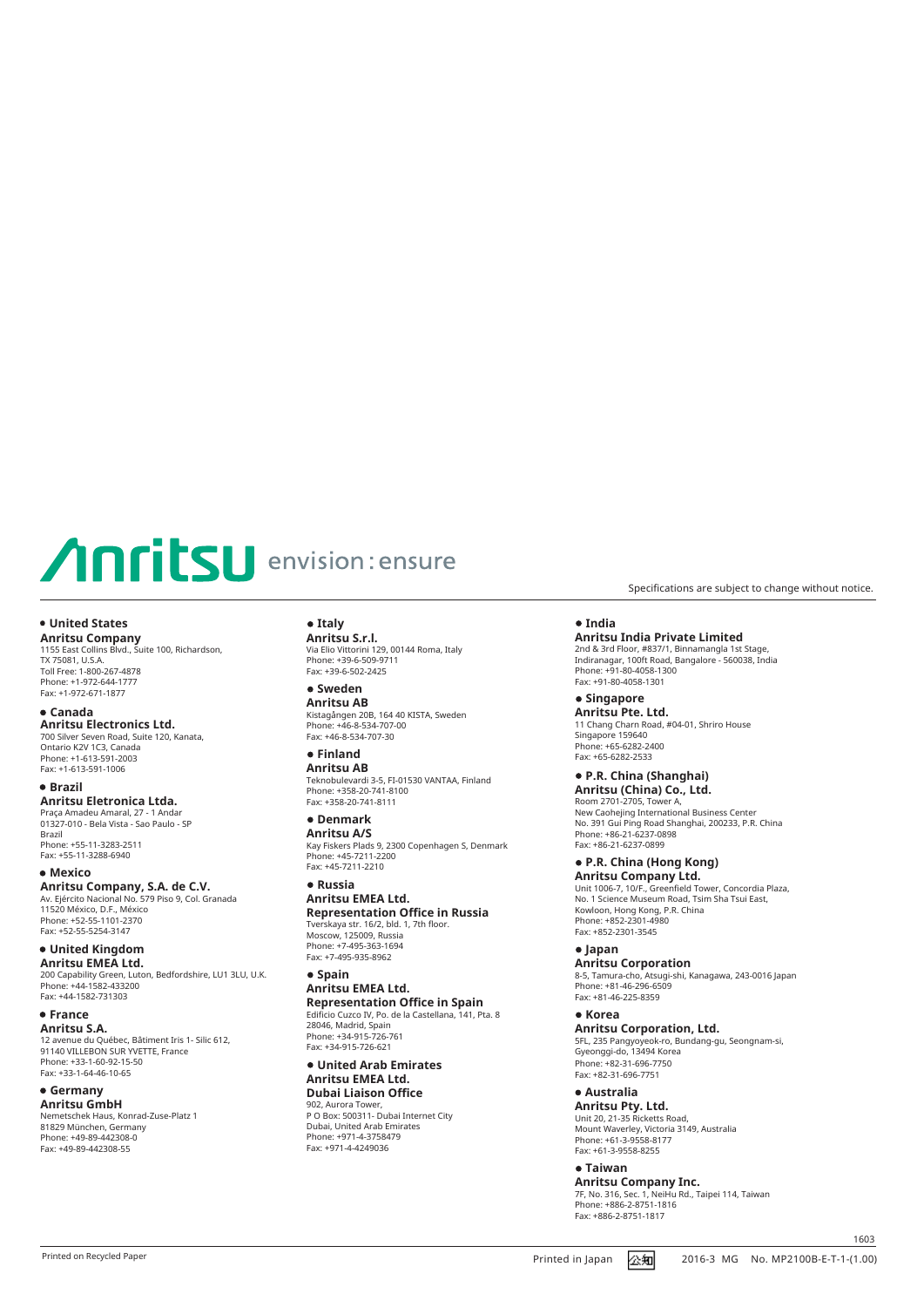Anritsu envision : ensure

Specifications are subject to change without notice.

**• United States**
**Anritsu Company**
1155 East Collins Blvd., Suite 100, Richardson, TX 75081, U.S.A.
Toll Free: 1-800-267-4878
Phone: +1-972-644-1777
Fax: +1-972-671-1877

**• Canada**
**Anritsu Electronics Ltd.**
700 Silver Seven Road, Suite 120, Kanata, Ontario K2V 1C3, Canada
Phone: +1-613-591-2003
Fax: +1-613-591-1006

**• Brazil**
**Anritsu Eletronica Ltda.**
Praça Amadeu Amaral, 27 - 1 Andar
01327-010 - Bela Vista - Sao Paulo - SP
Brazil
Phone: +55-11-3283-2511
Fax: +55-11-3288-6940

**• Mexico**
**Anritsu Company, S.A. de C.V.**
Av. Ejército Nacional No. 579 Piso 9, Col. Granada
11520 México, D.F., México
Phone: +52-55-1101-2370
Fax: +52-55-5254-3147

**• United Kingdom**
**Anritsu EMEA Ltd.**
200 Capability Green, Luton, Bedfordshire, LU1 3LU, U.K.
Phone: +44-1582-433200
Fax: +44-1582-731303

**• France**
**Anritsu S.A.**
12 avenue du Québec, Bâtiment Iris 1- Silic 612, 91140 VILLEBON SUR YVETTE, France
Phone: +33-1-60-92-15-50
Fax: +33-1-64-46-10-65

**• Germany**
**Anritsu GmbH**
Nemetschek Haus, Konrad-Zuse-Platz 1
81829 München, Germany
Phone: +49-89-442308-0
Fax: +49-89-442308-55

**• Italy**
**Anritsu S.r.l.**
Via Elio Vittorini 129, 00144 Roma, Italy
Phone: +39-6-509-9711
Fax: +39-6-502-2425

**• Sweden**
**Anritsu AB**
Kistagången 20B, 164 40 KISTA, Sweden
Phone: +46-8-534-707-00
Fax: +46-8-534-707-30

**• Finland**
**Anritsu AB**
Teknobulevardi 3-5, FI-01530 VANTAA, Finland
Phone: +358-20-741-8100
Fax: +358-20-741-8111

**• Denmark**
**Anritsu A/S**
Kay Fiskers Plads 9, 2300 Copenhagen S, Denmark
Phone: +45-7211-2200
Fax: +45-7211-2210

**• Russia**
**Anritsu EMEA Ltd.**
**Representation Office in Russia**
Tverskaya str. 16/2, bld. 1, 7th floor.
Moscow, 125009, Russia
Phone: +7-495-363-1694
Fax: +7-495-935-8962

**• Spain**
**Anritsu EMEA Ltd.**
**Representation Office in Spain**
Edificio Cuzco IV, Po. de la Castellana, 141, Pta. 8
28046, Madrid, Spain
Phone: +34-915-726-761
Fax: +34-915-726-621

**• United Arab Emirates**
**Anritsu EMEA Ltd.**
**Dubai Liaison Office**
902, Aurora Tower,
P O Box: 500311- Dubai Internet City
Dubai, United Arab Emirates
Phone: +971-4-3758479
Fax: +971-4-4249036

**• India**
**Anritsu India Private Limited**
2nd & 3rd Floor, #837/1, Binnamangla 1st Stage, Indiranagar, 100ft Road, Bangalore - 560038, India
Phone: +91-80-4058-1300
Fax: +91-80-4058-1301

**• Singapore**
**Anritsu Pte. Ltd.**
11 Chang Charn Road, #04-01, Shriro House
Singapore 159640
Phone: +65-6282-2400
Fax: +65-6282-2533

**• P.R. China (Shanghai)**
**Anritsu (China) Co., Ltd.**
Room 2701-2705, Tower A,
New Caohejing International Business Center
No. 391 Gui Ping Road Shanghai, 200233, P.R. China
Phone: +86-21-6237-0898
Fax: +86-21-6237-0899

**• P.R. China (Hong Kong)**
**Anritsu Company Ltd.**
Unit 1006-7, 10/F., Greenfield Tower, Concordia Plaza,
No. 1 Science Museum Road, Tsim Sha Tsui East,
Kowloon, Hong Kong, P.R. China
Phone: +852-2301-4980
Fax: +852-2301-3545

**• Japan**
**Anritsu Corporation**
8-5, Tamura-cho, Atsugi-shi, Kanagawa, 243-0016 Japan
Phone: +81-46-296-6509
Fax: +81-46-225-8359

**• Korea**
**Anritsu Corporation, Ltd.**
5FL, 235 Pangyoyeok-ro, Bundang-gu, Seongnam-si, Gyeonggi-do, 13494 Korea
Phone: +82-31-696-7750
Fax: +82-31-696-7751

**• Australia**
**Anritsu Pty. Ltd.**
Unit 20, 21-35 Ricketts Road,
Mount Waverley, Victoria 3149, Australia
Phone: +61-3-9558-8177
Fax: +61-3-9558-8255

**• Taiwan**
**Anritsu Company Inc.**
7F, No. 316, Sec. 1, NeiHu Rd., Taipei 114, Taiwan
Phone: +886-2-8751-1816
Fax: +886-2-8751-1817

1603

Printed on Recycled Paper

Printed in Japan 公知 2016-3 MG No. MP2100B-E-T-1-(1.00)